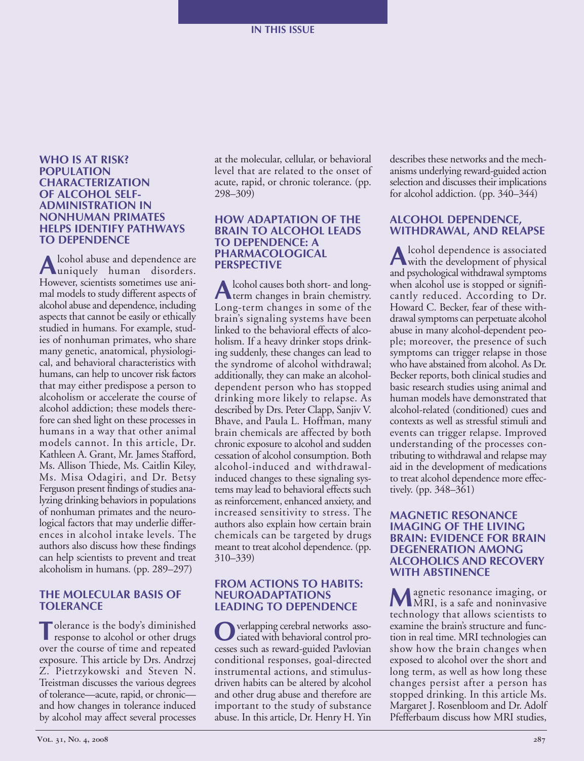# IN THIS ISSUE

## WHO IS AT RISK? POPULATION CHARACTERIZATION OF ALCOHOL SELF-ADMINISTRATION IN NONHUMAN PRIMATES HELPS IDENTIFY PATHWAYS TO DEPENDENCE

Alcohol abuse and dependence are uniquely human disorders. However, scientists sometimes use animal models to study different aspects of alcohol abuse and dependence, including aspects that cannot be easily or ethically studied in humans. For example, studies of nonhuman primates, who share many genetic, anatomical, physiological, and behavioral characteristics with humans, can help to uncover risk factors that may either predispose a person to alcoholism or accelerate the course of alcohol addiction; these models therefore can shed light on these processes in humans in a way that other animal models cannot. In this article, Dr. Kathleen A. Grant, Mr. James Stafford, Ms. Allison Thiede, Ms. Caitlin Kiley, Ms. Misa Odagiri, and Dr. Betsy Ferguson present findings of studies analyzing drinking behaviors in populations of nonhuman primates and the neurological factors that may underlie differences in alcohol intake levels. The authors also discuss how these findings can help scientists to prevent and treat alcoholism in humans. (pp. 289–297)

## THE MOLECULAR BASIS OF TOLERANCE

Tolerance is the body's diminished response to alcohol or other drugs over the course of time and repeated exposure. This article by Drs. Andrzej Z. Pietrzykowski and Steven N. Treistman discusses the various degrees of tolerance—acute, rapid, or chronic—and how changes in tolerance induced by alcohol may affect several processes at the molecular, cellular, or behavioral level that are related to the onset of acute, rapid, or chronic tolerance. (pp. 298–309)

## HOW ADAPTATION OF THE BRAIN TO ALCOHOL LEADS TO DEPENDENCE: A PHARMACOLOGICAL PERSPECTIVE

Alcohol causes both short- and long-term changes in brain chemistry. Long-term changes in some of the brain's signaling systems have been linked to the behavioral effects of alcoholism. If a heavy drinker stops drinking suddenly, these changes can lead to the syndrome of alcohol withdrawal; additionally, they can make an alcohol-dependent person who has stopped drinking more likely to relapse. As described by Drs. Peter Clapp, Sanjiv V. Bhave, and Paula L. Hoffman, many brain chemicals are affected by both chronic exposure to alcohol and sudden cessation of alcohol consumption. Both alcohol-induced and withdrawal-induced changes to these signaling systems may lead to behavioral effects such as reinforcement, enhanced anxiety, and increased sensitivity to stress. The authors also explain how certain brain chemicals can be targeted by drugs meant to treat alcohol dependence. (pp. 310–339)

## FROM ACTIONS TO HABITS: NEUROADAPTATIONS LEADING TO DEPENDENCE

Overlapping cerebral networks associated with behavioral control processes such as reward-guided Pavlovian conditional responses, goal-directed instrumental actions, and stimulus-driven habits can be altered by alcohol and other drug abuse and therefore are important to the study of substance abuse. In this article, Dr. Henry H. Yin describes these networks and the mechanisms underlying reward-guided action selection and discusses their implications for alcohol addiction. (pp. 340–344)

## ALCOHOL DEPENDENCE, WITHDRAWAL, AND RELAPSE

Alcohol dependence is associated with the development of physical and psychological withdrawal symptoms when alcohol use is stopped or significantly reduced. According to Dr. Howard C. Becker, fear of these withdrawal symptoms can perpetuate alcohol abuse in many alcohol-dependent people; moreover, the presence of such symptoms can trigger relapse in those who have abstained from alcohol. As Dr. Becker reports, both clinical studies and basic research studies using animal and human models have demonstrated that alcohol-related (conditioned) cues and contexts as well as stressful stimuli and events can trigger relapse. Improved understanding of the processes contributing to withdrawal and relapse may aid in the development of medications to treat alcohol dependence more effectively. (pp. 348–361)

## MAGNETIC RESONANCE IMAGING OF THE LIVING BRAIN: EVIDENCE FOR BRAIN DEGENERATION AMONG ALCOHOLICS AND RECOVERY WITH ABSTINENCE

Magnetic resonance imaging, or MRI, is a safe and noninvasive technology that allows scientists to examine the brain's structure and function in real time. MRI technologies can show how the brain changes when exposed to alcohol over the short and long term, as well as how long these changes persist after a person has stopped drinking. In this article Ms. Margaret J. Rosenbloom and Dr. Adolf Pfefferbaum discuss how MRI studies,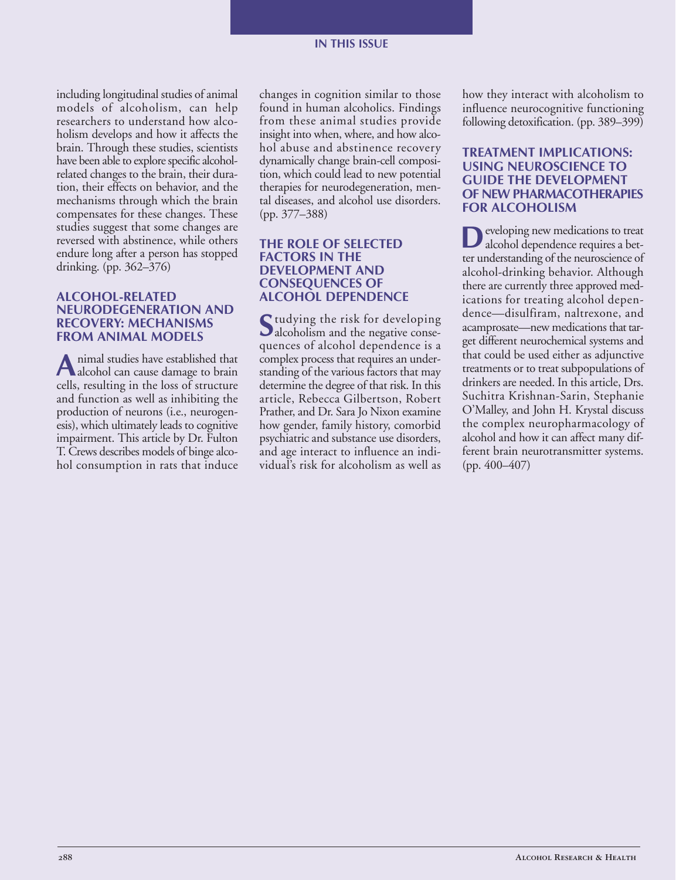including longitudinal studies of animal models of alcoholism, can help researchers to understand how alcoholism develops and how it affects the brain. Through these studies, scientists have been able to explore specific alcohol-related changes to the brain, their duration, their effects on behavior, and the mechanisms through which the brain compensates for these changes. These studies suggest that some changes are reversed with abstinence, while others endure long after a person has stopped drinking. (pp. 362–376)

## ALCOHOL-RELATED NEURODEGENERATION AND RECOVERY: MECHANISMS FROM ANIMAL MODELS

Animal studies have established that alcohol can cause damage to brain cells, resulting in the loss of structure and function as well as inhibiting the production of neurons (i.e., neurogenesis), which ultimately leads to cognitive impairment. This article by Dr. Fulton T. Crews describes models of binge alcohol consumption in rats that induce changes in cognition similar to those found in human alcoholics. Findings from these animal studies provide insight into when, where, and how alcohol abuse and abstinence recovery dynamically change brain-cell composition, which could lead to new potential therapies for neurodegeneration, mental diseases, and alcohol use disorders. (pp. 377–388)

## THE ROLE OF SELECTED FACTORS IN THE DEVELOPMENT AND CONSEQUENCES OF ALCOHOL DEPENDENCE

Studying the risk for developing alcoholism and the negative consequences of alcohol dependence is a complex process that requires an understanding of the various factors that may determine the degree of that risk. In this article, Rebecca Gilbertson, Robert Prather, and Dr. Sara Jo Nixon examine how gender, family history, comorbid psychiatric and substance use disorders, and age interact to influence an individual's risk for alcoholism as well as how they interact with alcoholism to influence neurocognitive functioning following detoxification. (pp. 389–399)

## TREATMENT IMPLICATIONS: USING NEUROSCIENCE TO GUIDE THE DEVELOPMENT OF NEW PHARMACOTHERAPIES FOR ALCOHOLISM

Developing new medications to treat alcohol dependence requires a better understanding of the neuroscience of alcohol-drinking behavior. Although there are currently three approved medications for treating alcohol dependence—disulfiram, naltrexone, and acamprosate—new medications that target different neurochemical systems and that could be used either as adjunctive treatments or to treat subpopulations of drinkers are needed. In this article, Drs. Suchitra Krishnan-Sarin, Stephanie O'Malley, and John H. Krystal discuss the complex neuropharmacology of alcohol and how it can affect many different brain neurotransmitter systems. (pp. 400–407)